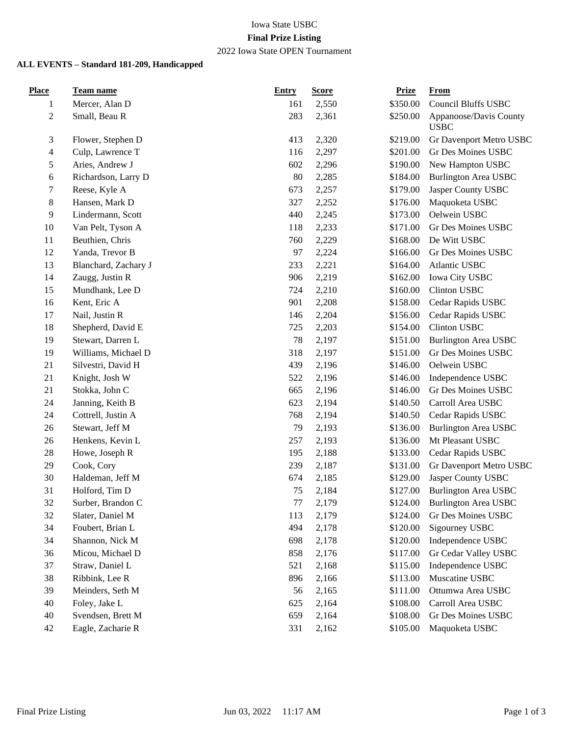Iowa State USBC

**Final Prize Listing**

2022 Iowa State OPEN Tournament

**ALL EVENTS – Standard 181-209, Handicapped**

| Place | Team name | Entry | Score | Prize | From |
|---|---|---|---|---|---|
| 1 | Mercer, Alan D | 161 | 2,550 | $350.00 | Council Bluffs USBC |
| 2 | Small, Beau R | 283 | 2,361 | $250.00 | Appanoose/Davis County USBC |
| 3 | Flower, Stephen D | 413 | 2,320 | $219.00 | Gr Davenport Metro USBC |
| 4 | Culp, Lawrence T | 116 | 2,297 | $201.00 | Gr Des Moines USBC |
| 5 | Aries, Andrew J | 602 | 2,296 | $190.00 | New Hampton USBC |
| 6 | Richardson, Larry D | 80 | 2,285 | $184.00 | Burlington Area USBC |
| 7 | Reese, Kyle A | 673 | 2,257 | $179.00 | Jasper County USBC |
| 8 | Hansen, Mark D | 327 | 2,252 | $176.00 | Maquoketa USBC |
| 9 | Lindermann, Scott | 440 | 2,245 | $173.00 | Oelwein USBC |
| 10 | Van Pelt, Tyson A | 118 | 2,233 | $171.00 | Gr Des Moines USBC |
| 11 | Beuthien, Chris | 760 | 2,229 | $168.00 | De Witt USBC |
| 12 | Yanda, Trevor B | 97 | 2,224 | $166.00 | Gr Des Moines USBC |
| 13 | Blanchard, Zachary J | 233 | 2,221 | $164.00 | Atlantic USBC |
| 14 | Zaugg, Justin R | 906 | 2,219 | $162.00 | Iowa City USBC |
| 15 | Mundhank, Lee D | 724 | 2,210 | $160.00 | Clinton USBC |
| 16 | Kent, Eric A | 901 | 2,208 | $158.00 | Cedar Rapids USBC |
| 17 | Nail, Justin R | 146 | 2,204 | $156.00 | Cedar Rapids USBC |
| 18 | Shepherd, David E | 725 | 2,203 | $154.00 | Clinton USBC |
| 19 | Stewart, Darren L | 78 | 2,197 | $151.00 | Burlington Area USBC |
| 19 | Williams, Michael D | 318 | 2,197 | $151.00 | Gr Des Moines USBC |
| 21 | Silvestri, David H | 439 | 2,196 | $146.00 | Oelwein USBC |
| 21 | Knight, Josh W | 522 | 2,196 | $146.00 | Independence USBC |
| 21 | Stokka, John C | 665 | 2,196 | $146.00 | Gr Des Moines USBC |
| 24 | Janning, Keith B | 623 | 2,194 | $140.50 | Carroll Area USBC |
| 24 | Cottrell, Justin A | 768 | 2,194 | $140.50 | Cedar Rapids USBC |
| 26 | Stewart, Jeff M | 79 | 2,193 | $136.00 | Burlington Area USBC |
| 26 | Henkens, Kevin L | 257 | 2,193 | $136.00 | Mt Pleasant USBC |
| 28 | Howe, Joseph R | 195 | 2,188 | $133.00 | Cedar Rapids USBC |
| 29 | Cook, Cory | 239 | 2,187 | $131.00 | Gr Davenport Metro USBC |
| 30 | Haldeman, Jeff M | 674 | 2,185 | $129.00 | Jasper County USBC |
| 31 | Holford, Tim D | 75 | 2,184 | $127.00 | Burlington Area USBC |
| 32 | Surber, Brandon C | 77 | 2,179 | $124.00 | Burlington Area USBC |
| 32 | Slater, Daniel M | 113 | 2,179 | $124.00 | Gr Des Moines USBC |
| 34 | Foubert, Brian L | 494 | 2,178 | $120.00 | Sigourney USBC |
| 34 | Shannon, Nick M | 698 | 2,178 | $120.00 | Independence USBC |
| 36 | Micou, Michael D | 858 | 2,176 | $117.00 | Gr Cedar Valley USBC |
| 37 | Straw, Daniel L | 521 | 2,168 | $115.00 | Independence USBC |
| 38 | Ribbink, Lee R | 896 | 2,166 | $113.00 | Muscatine USBC |
| 39 | Meinders, Seth M | 56 | 2,165 | $111.00 | Ottumwa Area USBC |
| 40 | Foley, Jake L | 625 | 2,164 | $108.00 | Carroll Area USBC |
| 40 | Svendsen, Brett M | 659 | 2,164 | $108.00 | Gr Des Moines USBC |
| 42 | Eagle, Zacharie R | 331 | 2,162 | $105.00 | Maquoketa USBC |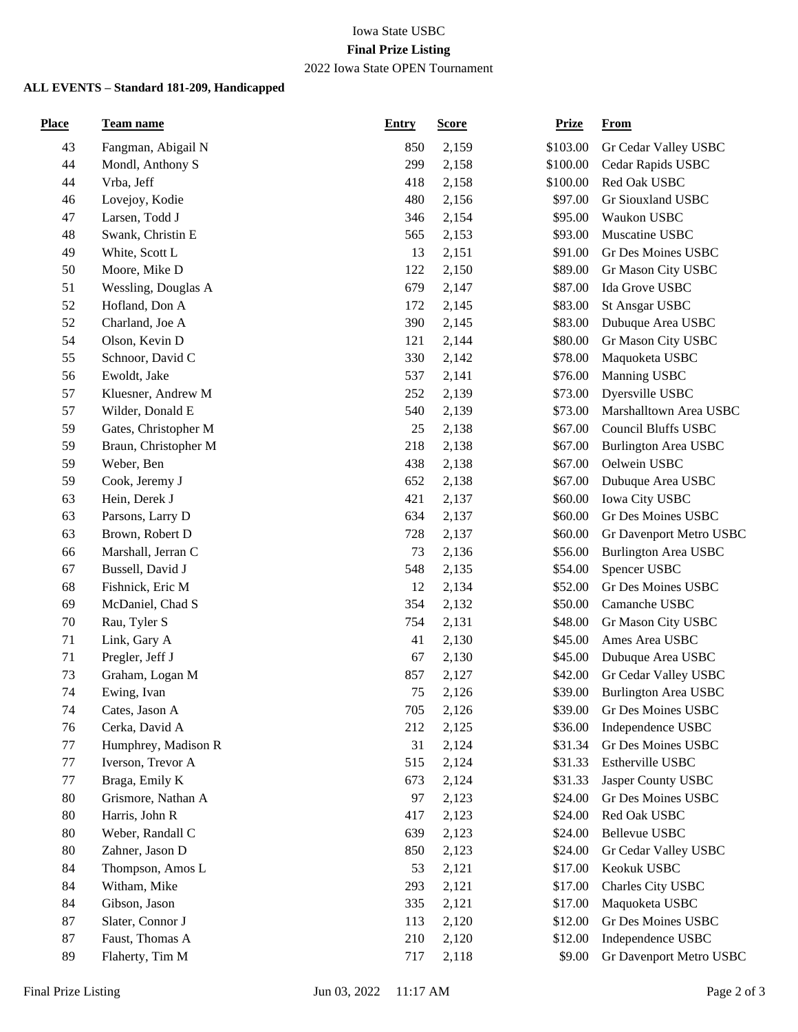Iowa State USBC

**Final Prize Listing**

2022 Iowa State OPEN Tournament

**ALL EVENTS – Standard 181-209, Handicapped**

| Place | Team name | Entry | Score | Prize | From |
|---|---|---|---|---|---|
| 43 | Fangman, Abigail N | 850 | 2,159 | $103.00 | Gr Cedar Valley USBC |
| 44 | Mondl, Anthony S | 299 | 2,158 | $100.00 | Cedar Rapids USBC |
| 44 | Vrba, Jeff | 418 | 2,158 | $100.00 | Red Oak USBC |
| 46 | Lovejoy, Kodie | 480 | 2,156 | $97.00 | Gr Siouxland USBC |
| 47 | Larsen, Todd J | 346 | 2,154 | $95.00 | Waukon USBC |
| 48 | Swank, Christin E | 565 | 2,153 | $93.00 | Muscatine USBC |
| 49 | White, Scott L | 13 | 2,151 | $91.00 | Gr Des Moines USBC |
| 50 | Moore, Mike D | 122 | 2,150 | $89.00 | Gr Mason City USBC |
| 51 | Wessling, Douglas A | 679 | 2,147 | $87.00 | Ida Grove USBC |
| 52 | Hofland, Don A | 172 | 2,145 | $83.00 | St Ansgar USBC |
| 52 | Charland, Joe A | 390 | 2,145 | $83.00 | Dubuque Area USBC |
| 54 | Olson, Kevin D | 121 | 2,144 | $80.00 | Gr Mason City USBC |
| 55 | Schnoor, David C | 330 | 2,142 | $78.00 | Maquoketa USBC |
| 56 | Ewoldt, Jake | 537 | 2,141 | $76.00 | Manning USBC |
| 57 | Kluesner, Andrew M | 252 | 2,139 | $73.00 | Dyersville USBC |
| 57 | Wilder, Donald E | 540 | 2,139 | $73.00 | Marshalltown Area USBC |
| 59 | Gates, Christopher M | 25 | 2,138 | $67.00 | Council Bluffs USBC |
| 59 | Braun, Christopher M | 218 | 2,138 | $67.00 | Burlington Area USBC |
| 59 | Weber, Ben | 438 | 2,138 | $67.00 | Oelwein USBC |
| 59 | Cook, Jeremy J | 652 | 2,138 | $67.00 | Dubuque Area USBC |
| 63 | Hein, Derek J | 421 | 2,137 | $60.00 | Iowa City USBC |
| 63 | Parsons, Larry D | 634 | 2,137 | $60.00 | Gr Des Moines USBC |
| 63 | Brown, Robert D | 728 | 2,137 | $60.00 | Gr Davenport Metro USBC |
| 66 | Marshall, Jerran C | 73 | 2,136 | $56.00 | Burlington Area USBC |
| 67 | Bussell, David J | 548 | 2,135 | $54.00 | Spencer USBC |
| 68 | Fishnick, Eric M | 12 | 2,134 | $52.00 | Gr Des Moines USBC |
| 69 | McDaniel, Chad S | 354 | 2,132 | $50.00 | Camanche USBC |
| 70 | Rau, Tyler S | 754 | 2,131 | $48.00 | Gr Mason City USBC |
| 71 | Link, Gary A | 41 | 2,130 | $45.00 | Ames Area USBC |
| 71 | Pregler, Jeff J | 67 | 2,130 | $45.00 | Dubuque Area USBC |
| 73 | Graham, Logan M | 857 | 2,127 | $42.00 | Gr Cedar Valley USBC |
| 74 | Ewing, Ivan | 75 | 2,126 | $39.00 | Burlington Area USBC |
| 74 | Cates, Jason A | 705 | 2,126 | $39.00 | Gr Des Moines USBC |
| 76 | Cerka, David A | 212 | 2,125 | $36.00 | Independence USBC |
| 77 | Humphrey, Madison R | 31 | 2,124 | $31.34 | Gr Des Moines USBC |
| 77 | Iverson, Trevor A | 515 | 2,124 | $31.33 | Estherville USBC |
| 77 | Braga, Emily K | 673 | 2,124 | $31.33 | Jasper County USBC |
| 80 | Grismore, Nathan A | 97 | 2,123 | $24.00 | Gr Des Moines USBC |
| 80 | Harris, John R | 417 | 2,123 | $24.00 | Red Oak USBC |
| 80 | Weber, Randall C | 639 | 2,123 | $24.00 | Bellevue USBC |
| 80 | Zahner, Jason D | 850 | 2,123 | $24.00 | Gr Cedar Valley USBC |
| 84 | Thompson, Amos L | 53 | 2,121 | $17.00 | Keokuk USBC |
| 84 | Witham, Mike | 293 | 2,121 | $17.00 | Charles City USBC |
| 84 | Gibson, Jason | 335 | 2,121 | $17.00 | Maquoketa USBC |
| 87 | Slater, Connor J | 113 | 2,120 | $12.00 | Gr Des Moines USBC |
| 87 | Faust, Thomas A | 210 | 2,120 | $12.00 | Independence USBC |
| 89 | Flaherty, Tim M | 717 | 2,118 | $9.00 | Gr Davenport Metro USBC |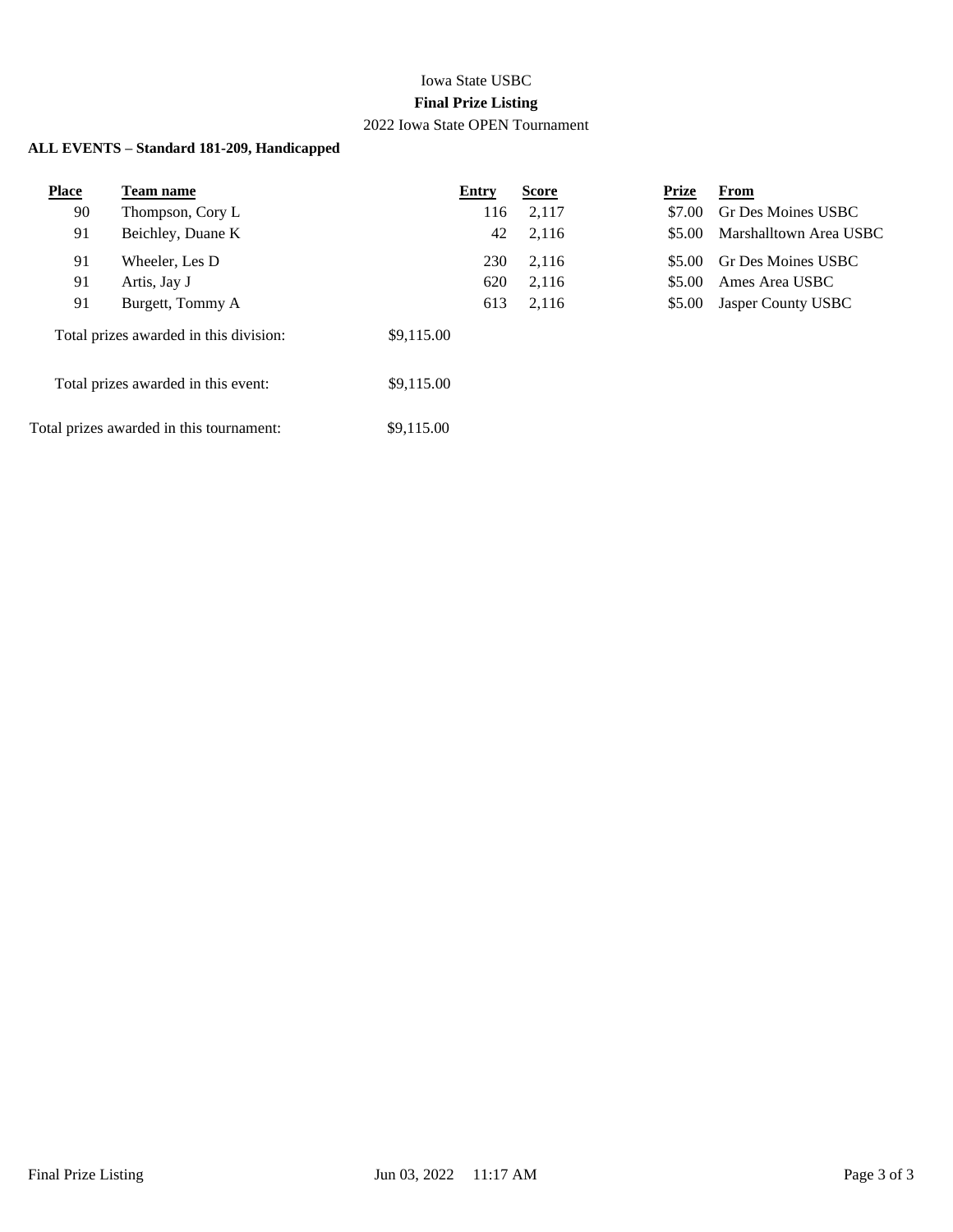Iowa State USBC

**Final Prize Listing**

2022 Iowa State OPEN Tournament

**ALL EVENTS – Standard 181-209, Handicapped**

| Place | Team name | Entry | Score | Prize | From |
|---|---|---|---|---|---|
| 90 | Thompson, Cory L | 116 | 2,117 | $7.00 | Gr Des Moines USBC |
| 91 | Beichley, Duane K | 42 | 2,116 | $5.00 | Marshalltown Area USBC |
| 91 | Wheeler, Les D | 230 | 2,116 | $5.00 | Gr Des Moines USBC |
| 91 | Artis, Jay J | 620 | 2,116 | $5.00 | Ames Area USBC |
| 91 | Burgett, Tommy A | 613 | 2,116 | $5.00 | Jasper County USBC |

Total prizes awarded in this division: $9,115.00

Total prizes awarded in this event: $9,115.00

Total prizes awarded in this tournament: $9,115.00